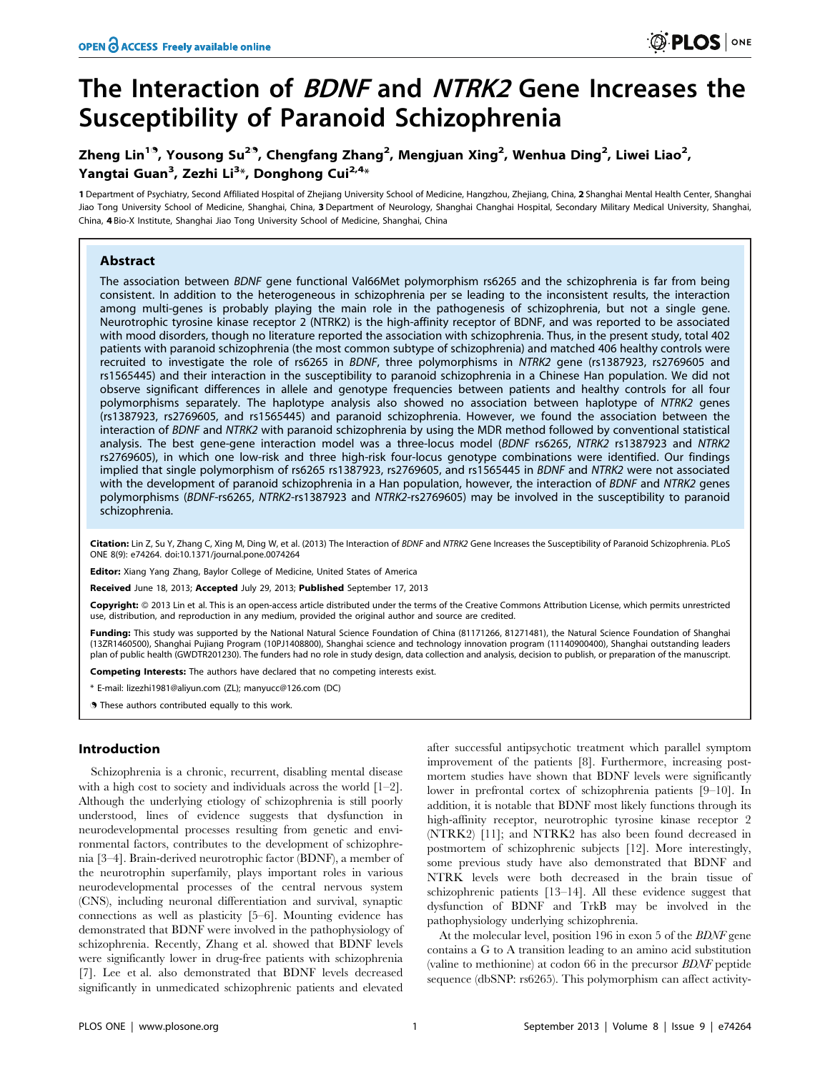# The Interaction of *BDNF* and *NTRK2* Gene Increases the Susceptibility of Paranoid Schizophrenia

**Zheng Lin[1,¶], Yousong Su[2,¶], Chengfang Zhang[2], Mengjuan Xing[2], Wenhua Ding[2], Liwei Liao[2], Yangtai Guan[3], Zezhi Li[3]*, Donghong Cui[2,4]***

1 Department of Psychiatry, Second Affiliated Hospital of Zhejiang University School of Medicine, Hangzhou, Zhejiang, China, 2 Shanghai Mental Health Center, Shanghai Jiao Tong University School of Medicine, Shanghai, China, 3 Department of Neurology, Shanghai Changhai Hospital, Secondary Military Medical University, Shanghai, China, 4 Bio-X Institute, Shanghai Jiao Tong University School of Medicine, Shanghai, China

## Abstract

The association between *BDNF* gene functional Val66Met polymorphism rs6265 and the schizophrenia is far from being consistent. In addition to the heterogeneous in schizophrenia per se leading to the inconsistent results, the interaction among multi-genes is probably playing the main role in the pathogenesis of schizophrenia, but not a single gene. Neurotrophic tyrosine kinase receptor 2 (NTRK2) is the high-affinity receptor of BDNF, and was reported to be associated with mood disorders, though no literature reported the association with schizophrenia. Thus, in the present study, total 402 patients with paranoid schizophrenia (the most common subtype of schizophrenia) and matched 406 healthy controls were recruited to investigate the role of rs6265 in *BDNF*, three polymorphisms in *NTRK2* gene (rs1387923, rs2769605 and rs1565445) and their interaction in the susceptibility to paranoid schizophrenia in a Chinese Han population. We did not observe significant differences in allele and genotype frequencies between patients and healthy controls for all four polymorphisms separately. The haplotype analysis also showed no association between haplotype of *NTRK2* genes (rs1387923, rs2769605, and rs1565445) and paranoid schizophrenia. However, we found the association between the interaction of *BDNF* and *NTRK2* with paranoid schizophrenia by using the MDR method followed by conventional statistical analysis. The best gene-gene interaction model was a three-locus model (*BDNF* rs6265, *NTRK2* rs1387923 and *NTRK2* rs2769605), in which one low-risk and three high-risk four-locus genotype combinations were identified. Our findings implied that single polymorphism of rs6265 rs1387923, rs2769605, and rs1565445 in *BDNF* and *NTRK2* were not associated with the development of paranoid schizophrenia in a Han population, however, the interaction of *BDNF* and *NTRK2* genes polymorphisms (*BDNF*-rs6265, *NTRK2*-rs1387923 and *NTRK2*-rs2769605) may be involved in the susceptibility to paranoid schizophrenia.

**Citation:** Lin Z, Su Y, Zhang C, Xing M, Ding W, et al. (2013) The Interaction of *BDNF* and *NTRK2* Gene Increases the Susceptibility of Paranoid Schizophrenia. PLoS ONE 8(9): e74264. doi:10.1371/journal.pone.0074264

**Editor:** Xiang Yang Zhang, Baylor College of Medicine, United States of America

**Received** June 18, 2013; **Accepted** July 29, 2013; **Published** September 17, 2013

**Copyright:** © 2013 Lin et al. This is an open-access article distributed under the terms of the Creative Commons Attribution License, which permits unrestricted use, distribution, and reproduction in any medium, provided the original author and source are credited.

**Funding:** This study was supported by the National Natural Science Foundation of China (81171266, 81271481), the Natural Science Foundation of Shanghai (13ZR1460500), Shanghai Pujiang Program (10PJ1408800), Shanghai science and technology innovation program (11140900400), Shanghai outstanding leaders plan of public health (GWDTR201230). The funders had no role in study design, data collection and analysis, decision to publish, or preparation of the manuscript.

**Competing Interests:** The authors have declared that no competing interests exist.

\* E-mail: lizezhi1981@aliyun.com (ZL); manyucc@126.com (DC)

¶ These authors contributed equally to this work.

## Introduction

Schizophrenia is a chronic, recurrent, disabling mental disease with a high cost to society and individuals across the world [1–2]. Although the underlying etiology of schizophrenia is still poorly understood, lines of evidence suggests that dysfunction in neurodevelopmental processes resulting from genetic and environmental factors, contributes to the development of schizophrenia [3–4]. Brain-derived neurotrophic factor (BDNF), a member of the neurotrophin superfamily, plays important roles in various neurodevelopmental processes of the central nervous system (CNS), including neuronal differentiation and survival, synaptic connections as well as plasticity [5–6]. Mounting evidence has demonstrated that BDNF were involved in the pathophysiology of schizophrenia. Recently, Zhang et al. showed that BDNF levels were significantly lower in drug-free patients with schizophrenia [7]. Lee et al. also demonstrated that BDNF levels decreased significantly in unmedicated schizophrenic patients and elevated after successful antipsychotic treatment which parallel symptom improvement of the patients [8]. Furthermore, increasing postmortem studies have shown that BDNF levels were significantly lower in prefrontal cortex of schizophrenia patients [9–10]. In addition, it is notable that BDNF most likely functions through its high-affinity receptor, neurotrophic tyrosine kinase receptor 2 (NTRK2) [11]; and NTRK2 has also been found decreased in postmortem of schizophrenic subjects [12]. More interestingly, some previous study have also demonstrated that BDNF and NTRK levels were both decreased in the brain tissue of schizophrenic patients [13–14]. All these evidence suggest that dysfunction of BDNF and TrkB may be involved in the pathophysiology underlying schizophrenia.

At the molecular level, position 196 in exon 5 of the *BDNF* gene contains a G to A transition leading to an amino acid substitution (valine to methionine) at codon 66 in the precursor *BDNF* peptide sequence (dbSNP: rs6265). This polymorphism can affect activity-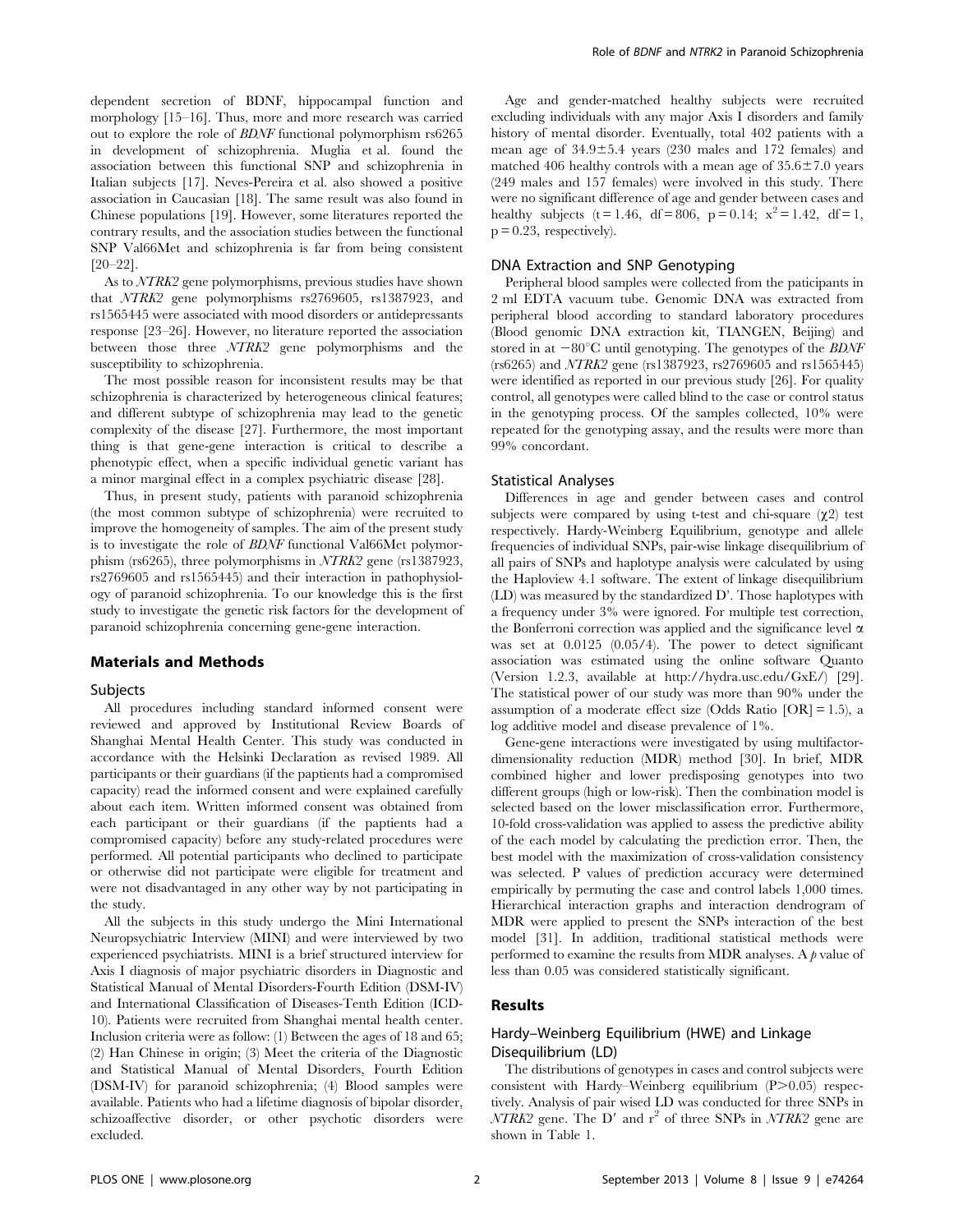dependent secretion of BDNF, hippocampal function and morphology [15–16]. Thus, more and more research was carried out to explore the role of *BDNF* functional polymorphism rs6265 in development of schizophrenia. Muglia et al. found the association between this functional SNP and schizophrenia in Italian subjects [17]. Neves-Pereira et al. also showed a positive association in Caucasian [18]. The same result was also found in Chinese populations [19]. However, some literatures reported the contrary results, and the association studies between the functional SNP Val66Met and schizophrenia is far from being consistent [20–22].

As to *NTRK2* gene polymorphisms, previous studies have shown that *NTRK2* gene polymorphisms rs2769605, rs1387923, and rs1565445 were associated with mood disorders or antidepressants response [23–26]. However, no literature reported the association between those three *NTRK2* gene polymorphisms and the susceptibility to schizophrenia.

The most possible reason for inconsistent results may be that schizophrenia is characterized by heterogeneous clinical features; and different subtype of schizophrenia may lead to the genetic complexity of the disease [27]. Furthermore, the most important thing is that gene-gene interaction is critical to describe a phenotypic effect, when a specific individual genetic variant has a minor marginal effect in a complex psychiatric disease [28].

Thus, in present study, patients with paranoid schizophrenia (the most common subtype of schizophrenia) were recruited to improve the homogeneity of samples. The aim of the present study is to investigate the role of *BDNF* functional Val66Met polymorphism (rs6265), three polymorphisms in *NTRK2* gene (rs1387923, rs2769605 and rs1565445) and their interaction in pathophysiology of paranoid schizophrenia. To our knowledge this is the first study to investigate the genetic risk factors for the development of paranoid schizophrenia concerning gene-gene interaction.

## Materials and Methods

### Subjects

All procedures including standard informed consent were reviewed and approved by Institutional Review Boards of Shanghai Mental Health Center. This study was conducted in accordance with the Helsinki Declaration as revised 1989. All participants or their guardians (if the paptients had a compromised capacity) read the informed consent and were explained carefully about each item. Written informed consent was obtained from each participant or their guardians (if the paptients had a compromised capacity) before any study-related procedures were performed. All potential participants who declined to participate or otherwise did not participate were eligible for treatment and were not disadvantaged in any other way by not participating in the study.

All the subjects in this study undergo the Mini International Neuropsychiatric Interview (MINI) and were interviewed by two experienced psychiatrists. MINI is a brief structured interview for Axis I diagnosis of major psychiatric disorders in Diagnostic and Statistical Manual of Mental Disorders-Fourth Edition (DSM-IV) and International Classification of Diseases-Tenth Edition (ICD-10). Patients were recruited from Shanghai mental health center. Inclusion criteria were as follow: (1) Between the ages of 18 and 65; (2) Han Chinese in origin; (3) Meet the criteria of the Diagnostic and Statistical Manual of Mental Disorders, Fourth Edition (DSM-IV) for paranoid schizophrenia; (4) Blood samples were available. Patients who had a lifetime diagnosis of bipolar disorder, schizoaffective disorder, or other psychotic disorders were excluded.

Age and gender-matched healthy subjects were recruited excluding individuals with any major Axis I disorders and family history of mental disorder. Eventually, total 402 patients with a mean age of 34.9±5.4 years (230 males and 172 females) and matched 406 healthy controls with a mean age of 35.6±7.0 years (249 males and 157 females) were involved in this study. There were no significant difference of age and gender between cases and healthy subjects ($t = 1.46$, $df = 806$, $p = 0.14$; $x^2 = 1.42$, $df = 1$, $p = 0.23$, respectively).

### DNA Extraction and SNP Genotyping

Peripheral blood samples were collected from the paticipants in 2 ml EDTA vacuum tube. Genomic DNA was extracted from peripheral blood according to standard laboratory procedures (Blood genomic DNA extraction kit, TIANGEN, Beijing) and stored in at −80°C until genotyping. The genotypes of the *BDNF* (rs6265) and *NTRK2* gene (rs1387923, rs2769605 and rs1565445) were identified as reported in our previous study [26]. For quality control, all genotypes were called blind to the case or control status in the genotyping process. Of the samples collected, 10% were repeated for the genotyping assay, and the results were more than 99% concordant.

### Statistical Analyses

Differences in age and gender between cases and control subjects were compared by using t-test and chi-square ($\chi 2$) test respectively. Hardy-Weinberg Equilibrium, genotype and allele frequencies of individual SNPs, pair-wise linkage disequilibrium of all pairs of SNPs and haplotype analysis were calculated by using the Haploview 4.1 software. The extent of linkage disequilibrium (LD) was measured by the standardized D'. Those haplotypes with a frequency under 3% were ignored. For multiple test correction, the Bonferroni correction was applied and the significance level $\alpha$ was set at 0.0125 (0.05/4). The power to detect significant association was estimated using the online software Quanto (Version 1.2.3, available at http://hydra.usc.edu/GxE/) [29]. The statistical power of our study was more than 90% under the assumption of a moderate effect size (Odds Ratio [OR] = 1.5), a log additive model and disease prevalence of 1%.

Gene-gene interactions were investigated by using multifactor-dimensionality reduction (MDR) method [30]. In brief, MDR combined higher and lower predisposing genotypes into two different groups (high or low-risk). Then the combination model is selected based on the lower misclassification error. Furthermore, 10-fold cross-validation was applied to assess the predictive ability of the each model by calculating the prediction error. Then, the best model with the maximization of cross-validation consistency was selected. P values of prediction accuracy were determined empirically by permuting the case and control labels 1,000 times. Hierarchical interaction graphs and interaction dendrogram of MDR were applied to present the SNPs interaction of the best model [31]. In addition, traditional statistical methods were performed to examine the results from MDR analyses. A $p$ value of less than 0.05 was considered statistically significant.

## Results

### Hardy–Weinberg Equilibrium (HWE) and Linkage Disequilibrium (LD)

The distributions of genotypes in cases and control subjects were consistent with Hardy–Weinberg equilibrium ($P > 0.05$) respectively. Analysis of pair wised LD was conducted for three SNPs in *NTRK2* gene. The $D'$ and $r^2$ of three SNPs in *NTRK2* gene are shown in Table 1.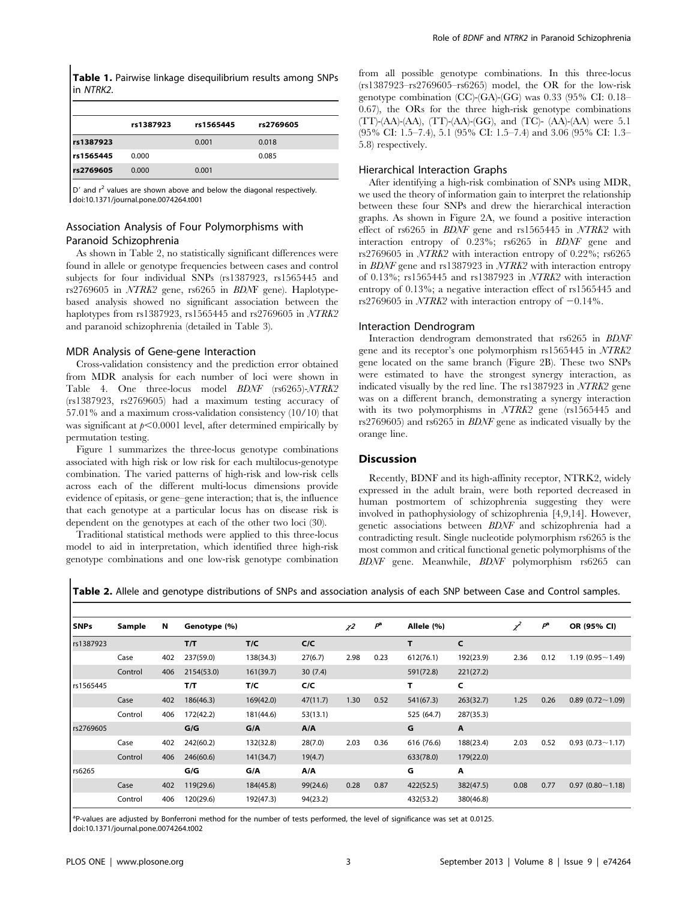**Table 1.** Pairwise linkage disequilibrium results among SNPs in *NTRK2*.

| | rs1387923 | rs1565445 | rs2769605 |
|---|---|---|---|
| **rs1387923** | | 0.001 | 0.018 |
| **rs1565445** | 0.000 | | 0.085 |
| **rs2769605** | 0.000 | 0.001 | |

D′ and $r^2$ values are shown above and below the diagonal respectively.
doi:10.1371/journal.pone.0074264.t001

### Association Analysis of Four Polymorphisms with Paranoid Schizophrenia

As shown in Table 2, no statistically significant differences were found in allele or genotype frequencies between cases and control subjects for four individual SNPs (rs1387923, rs1565445 and rs2769605 in *NTRK2* gene, rs6265 in *BDNF* gene). Haplotype-based analysis showed no significant association between the haplotypes from rs1387923, rs1565445 and rs2769605 in *NTRK2* and paranoid schizophrenia (detailed in Table 3).

### MDR Analysis of Gene-gene Interaction

Cross-validation consistency and the prediction error obtained from MDR analysis for each number of loci were shown in Table 4. One three-locus model *BDNF* (rs6265)-*NTRK2* (rs1387923, rs2769605) had a maximum testing accuracy of 57.01% and a maximum cross-validation consistency (10/10) that was significant at $p<0.0001$ level, after determined empirically by permutation testing.

Figure 1 summarizes the three-locus genotype combinations associated with high risk or low risk for each multilocus-genotype combination. The varied patterns of high-risk and low-risk cells across each of the different multi-locus dimensions provide evidence of epitasis, or gene–gene interaction; that is, the influence that each genotype at a particular locus has on disease risk is dependent on the genotypes at each of the other two loci (30).

Traditional statistical methods were applied to this three-locus model to aid in interpretation, which identified three high-risk genotype combinations and one low-risk genotype combination from all possible genotype combinations. In this three-locus (rs1387923–rs2769605–rs6265) model, the OR for the low-risk genotype combination (CC)-(GA)-(GG) was 0.33 (95% CI: 0.18–0.67), the ORs for the three high-risk genotype combinations (TT)-(AA)-(AA), (TT)-(AA)-(GG), and (TC)- (AA)-(AA) were 5.1 (95% CI: 1.5–7.4), 5.1 (95% CI: 1.5–7.4) and 3.06 (95% CI: 1.3–5.8) respectively.

### Hierarchical Interaction Graphs

After identifying a high-risk combination of SNPs using MDR, we used the theory of information gain to interpret the relationship between these four SNPs and drew the hierarchical interaction graphs. As shown in Figure 2A, we found a positive interaction effect of rs6265 in *BDNF* gene and rs1565445 in *NTRK2* with interaction entropy of 0.23%; rs6265 in *BDNF* gene and rs2769605 in *NTRK2* with interaction entropy of 0.22%; rs6265 in *BDNF* gene and rs1387923 in *NTRK2* with interaction entropy of 0.13%; rs1565445 and rs1387923 in *NTRK2* with interaction entropy of 0.13%; a negative interaction effect of rs1565445 and rs2769605 in *NTRK2* with interaction entropy of −0.14%.

### Interaction Dendrogram

Interaction dendrogram demonstrated that rs6265 in *BDNF* gene and its receptor's one polymorphism rs1565445 in *NTRK2* gene located on the same branch (Figure 2B). These two SNPs were estimated to have the strongest synergy interaction, as indicated visually by the red line. The rs1387923 in *NTRK2* gene was on a different branch, demonstrating a synergy interaction with its two polymorphisms in *NTRK2* gene (rs1565445 and rs2769605) and rs6265 in *BDNF* gene as indicated visually by the orange line.

## Discussion

Recently, BDNF and its high-affinity receptor, NTRK2, widely expressed in the adult brain, were both reported decreased in human postmortem of schizophrenia suggesting they were involved in pathophysiology of schizophrenia [4,9,14]. However, genetic associations between *BDNF* and schizophrenia had a contradicting result. Single nucleotide polymorphism rs6265 is the most common and critical functional genetic polymorphisms of the *BDNF* gene. Meanwhile, *BDNF* polymorphism rs6265 can

**Table 2.** Allele and genotype distributions of SNPs and association analysis of each SNP between Case and Control samples.

| SNPs | Sample | N | Genotype (%) | | | $\chi 2$ | $P^a$ | Allele (%) | | $\chi^2$ | $P^a$ | OR (95% CI) |
|---|---|---|---|---|---|---|---|---|---|---|---|---|
| rs1387923 | | | T/T | T/C | C/C | | | T | C | | | |
| | Case | 402 | 237(59.0) | 138(34.3) | 27(6.7) | 2.98 | 0.23 | 612(76.1) | 192(23.9) | 2.36 | 0.12 | 1.19 (0.95∼1.49) |
| | Control | 406 | 2154(53.0) | 161(39.7) | 30 (7.4) | | | 591(72.8) | 221(27.2) | | | |
| rs1565445 | | | T/T | T/C | C/C | | | T | C | | | |
| | Case | 402 | 186(46.3) | 169(42.0) | 47(11.7) | 1.30 | 0.52 | 541(67.3) | 263(32.7) | 1.25 | 0.26 | 0.89 (0.72∼1.09) |
| | Control | 406 | 172(42.2) | 181(44.6) | 53(13.1) | | | 525 (64.7) | 287(35.3) | | | |
| rs2769605 | | | G/G | G/A | A/A | | | G | A | | | |
| | Case | 402 | 242(60.2) | 132(32.8) | 28(7.0) | 2.03 | 0.36 | 616 (76.6) | 188(23.4) | 2.03 | 0.52 | 0.93 (0.73∼1.17) |
| | Control | 406 | 246(60.6) | 141(34.7) | 19(4.7) | | | 633(78.0) | 179(22.0) | | | |
| rs6265 | | | G/G | G/A | A/A | | | G | A | | | |
| | Case | 402 | 119(29.6) | 184(45.8) | 99(24.6) | 0.28 | 0.87 | 422(52.5) | 382(47.5) | 0.08 | 0.77 | 0.97 (0.80∼1.18) |
| | Control | 406 | 120(29.6) | 192(47.3) | 94(23.2) | | | 432(53.2) | 380(46.8) | | | |

[a]P-values are adjusted by Bonferroni method for the number of tests performed, the level of significance was set at 0.0125.
doi:10.1371/journal.pone.0074264.t002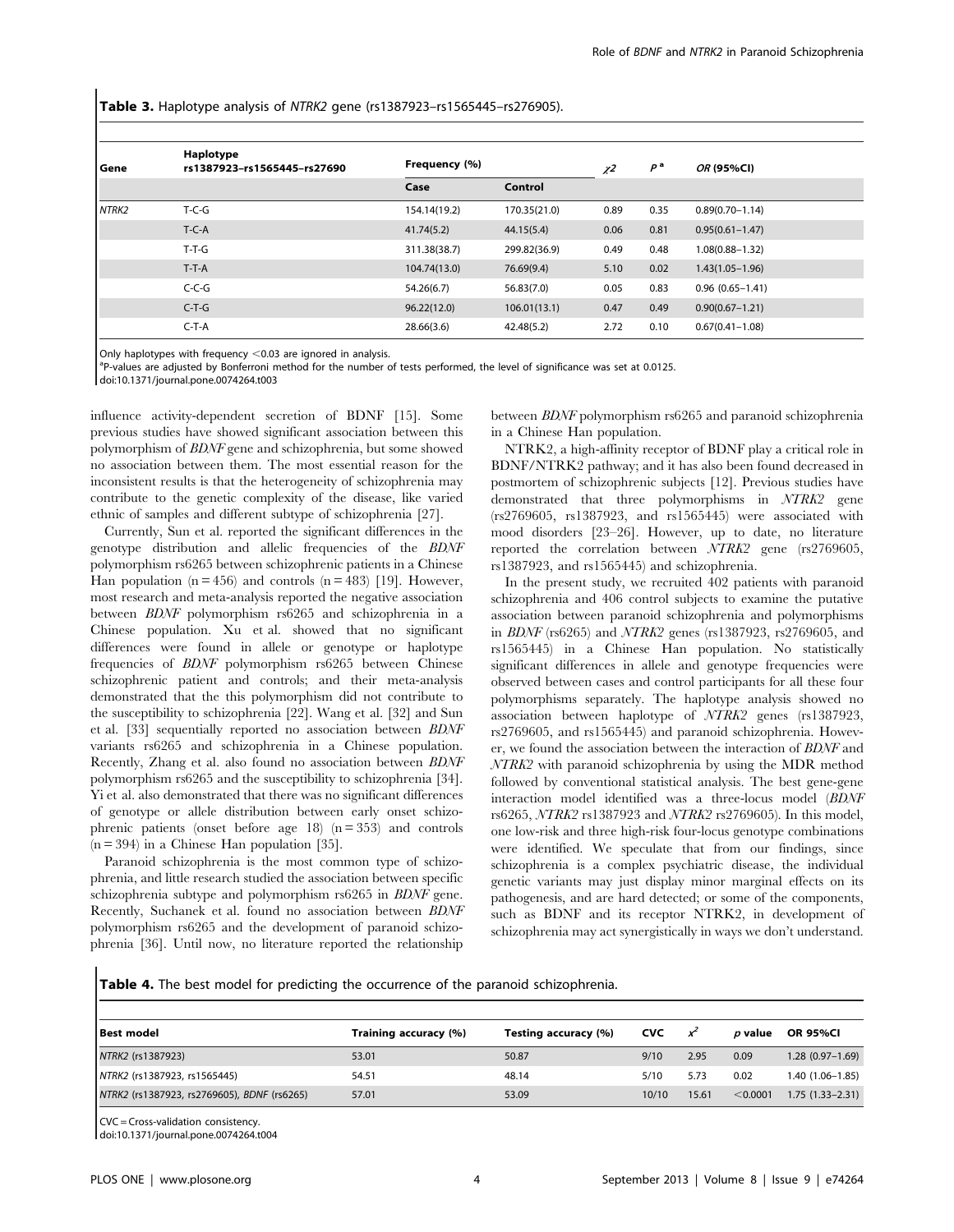**Table 3.** Haplotype analysis of *NTRK2* gene (rs1387923–rs1565445–rs276905).

| Gene | Haplotype rs1387923–rs1565445–rs27690 | Frequency (%) | | $\chi 2$ | $P$ [a] | *OR* (95%CI) |
|---|---|---|---|---|---|---|
| | | Case | Control | | | |
| *NTRK2* | T-C-G | 154.14(19.2) | 170.35(21.0) | 0.89 | 0.35 | 0.89(0.70–1.14) |
| | T-C-A | 41.74(5.2) | 44.15(5.4) | 0.06 | 0.81 | 0.95(0.61–1.47) |
| | T-T-G | 311.38(38.7) | 299.82(36.9) | 0.49 | 0.48 | 1.08(0.88–1.32) |
| | T-T-A | 104.74(13.0) | 76.69(9.4) | 5.10 | 0.02 | 1.43(1.05–1.96) |
| | C-C-G | 54.26(6.7) | 56.83(7.0) | 0.05 | 0.83 | 0.96 (0.65–1.41) |
| | C-T-G | 96.22(12.0) | 106.01(13.1) | 0.47 | 0.49 | 0.90(0.67–1.21) |
| | C-T-A | 28.66(3.6) | 42.48(5.2) | 2.72 | 0.10 | 0.67(0.41–1.08) |

Only haplotypes with frequency <0.03 are ignored in analysis.
[a]P-values are adjusted by Bonferroni method for the number of tests performed, the level of significance was set at 0.0125.
doi:10.1371/journal.pone.0074264.t003

influence activity-dependent secretion of BDNF [15]. Some previous studies have showed significant association between this polymorphism of *BDNF* gene and schizophrenia, but some showed no association between them. The most essential reason for the inconsistent results is that the heterogeneity of schizophrenia may contribute to the genetic complexity of the disease, like varied ethnic of samples and different subtype of schizophrenia [27].

Currently, Sun et al. reported the significant differences in the genotype distribution and allelic frequencies of the *BDNF* polymorphism rs6265 between schizophrenic patients in a Chinese Han population (n = 456) and controls (n = 483) [19]. However, most research and meta-analysis reported the negative association between *BDNF* polymorphism rs6265 and schizophrenia in a Chinese population. Xu et al. showed that no significant differences were found in allele or genotype or haplotype frequencies of *BDNF* polymorphism rs6265 between Chinese schizophrenic patient and controls; and their meta-analysis demonstrated that the this polymorphism did not contribute to the susceptibility to schizophrenia [22]. Wang et al. [32] and Sun et al. [33] sequentially reported no association between *BDNF* variants rs6265 and schizophrenia in a Chinese population. Recently, Zhang et al. also found no association between *BDNF* polymorphism rs6265 and the susceptibility to schizophrenia [34]. Yi et al. also demonstrated that there was no significant differences of genotype or allele distribution between early onset schizophrenic patients (onset before age 18) (n = 353) and controls (n = 394) in a Chinese Han population [35].

Paranoid schizophrenia is the most common type of schizophrenia, and little research studied the association between specific schizophrenia subtype and polymorphism rs6265 in *BDNF* gene. Recently, Suchanek et al. found no association between *BDNF* polymorphism rs6265 and the development of paranoid schizophrenia [36]. Until now, no literature reported the relationship between *BDNF* polymorphism rs6265 and paranoid schizophrenia in a Chinese Han population.

NTRK2, a high-affinity receptor of BDNF play a critical role in BDNF/NTRK2 pathway; and it has also been found decreased in postmortem of schizophrenic subjects [12]. Previous studies have demonstrated that three polymorphisms in *NTRK2* gene (rs2769605, rs1387923, and rs1565445) were associated with mood disorders [23–26]. However, up to date, no literature reported the correlation between *NTRK2* gene (rs2769605, rs1387923, and rs1565445) and schizophrenia.

In the present study, we recruited 402 patients with paranoid schizophrenia and 406 control subjects to examine the putative association between paranoid schizophrenia and polymorphisms in *BDNF* (rs6265) and *NTRK2* genes (rs1387923, rs2769605, and rs1565445) in a Chinese Han population. No statistically significant differences in allele and genotype frequencies were observed between cases and control participants for all these four polymorphisms separately. The haplotype analysis showed no association between haplotype of *NTRK2* genes (rs1387923, rs2769605, and rs1565445) and paranoid schizophrenia. However, we found the association between the interaction of *BDNF* and *NTRK2* with paranoid schizophrenia by using the MDR method followed by conventional statistical analysis. The best gene-gene interaction model identified was a three-locus model (*BDNF* rs6265, *NTRK2* rs1387923 and *NTRK2* rs2769605). In this model, one low-risk and three high-risk four-locus genotype combinations were identified. We speculate that from our findings, since schizophrenia is a complex psychiatric disease, the individual genetic variants may just display minor marginal effects on its pathogenesis, and are hard detected; or some of the components, such as BDNF and its receptor NTRK2, in development of schizophrenia may act synergistically in ways we don't understand.

**Table 4.** The best model for predicting the occurrence of the paranoid schizophrenia.

| Best model | Training accuracy (%) | Testing accuracy (%) | CVC | $x^2$ | *p* value | OR 95%CI |
|---|---|---|---|---|---|---|
| *NTRK2* (rs1387923) | 53.01 | 50.87 | 9/10 | 2.95 | 0.09 | 1.28 (0.97–1.69) |
| *NTRK2* (rs1387923, rs1565445) | 54.51 | 48.14 | 5/10 | 5.73 | 0.02 | 1.40 (1.06–1.85) |
| *NTRK2* (rs1387923, rs2769605), *BDNF* (rs6265) | 57.01 | 53.09 | 10/10 | 15.61 | <0.0001 | 1.75 (1.33–2.31) |

CVC = Cross-validation consistency.
doi:10.1371/journal.pone.0074264.t004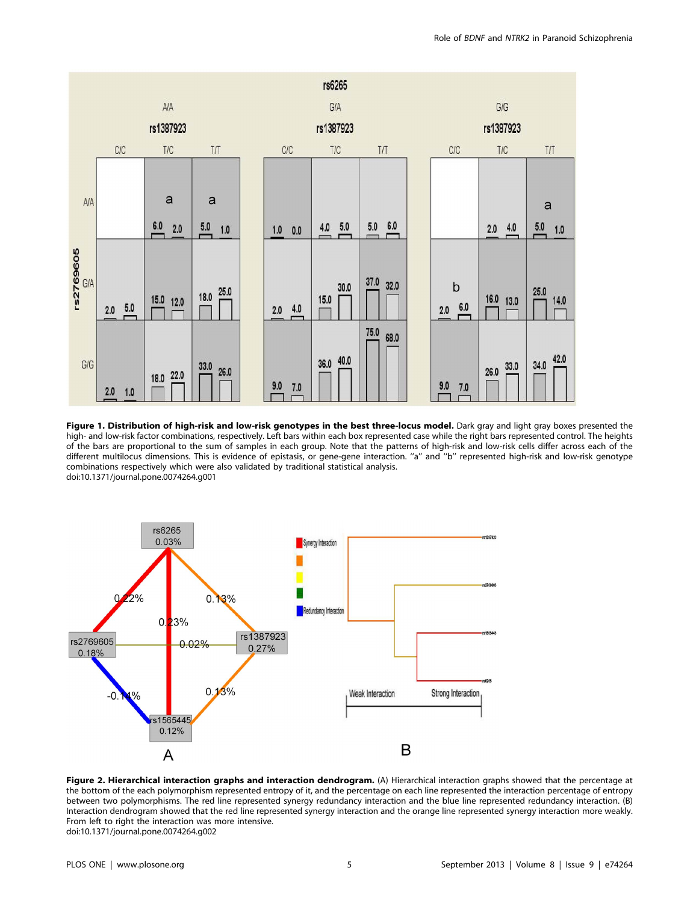**Figure 1. Distribution of high-risk and low-risk genotypes in the best three-locus model.** Dark gray and light gray boxes presented the high- and low-risk factor combinations, respectively. Left bars within each box represented case while the right bars represented control. The heights of the bars are proportional to the sum of samples in each group. Note that the patterns of high-risk and low-risk cells differ across each of the different multilocus dimensions. This is evidence of epistasis, or gene-gene interaction. "a" and "b" represented high-risk and low-risk genotype combinations respectively which were also validated by traditional statistical analysis.
doi:10.1371/journal.pone.0074264.g001

**Figure 2. Hierarchical interaction graphs and interaction dendrogram.** (A) Hierarchical interaction graphs showed that the percentage at the bottom of the each polymorphism represented entropy of it, and the percentage on each line represented the interaction percentage of entropy between two polymorphisms. The red line represented synergy redundancy interaction and the blue line represented redundancy interaction. (B) Interaction dendrogram showed that the red line represented synergy interaction and the orange line represented synergy interaction more weakly. From left to right the interaction was more intensive.
doi:10.1371/journal.pone.0074264.g002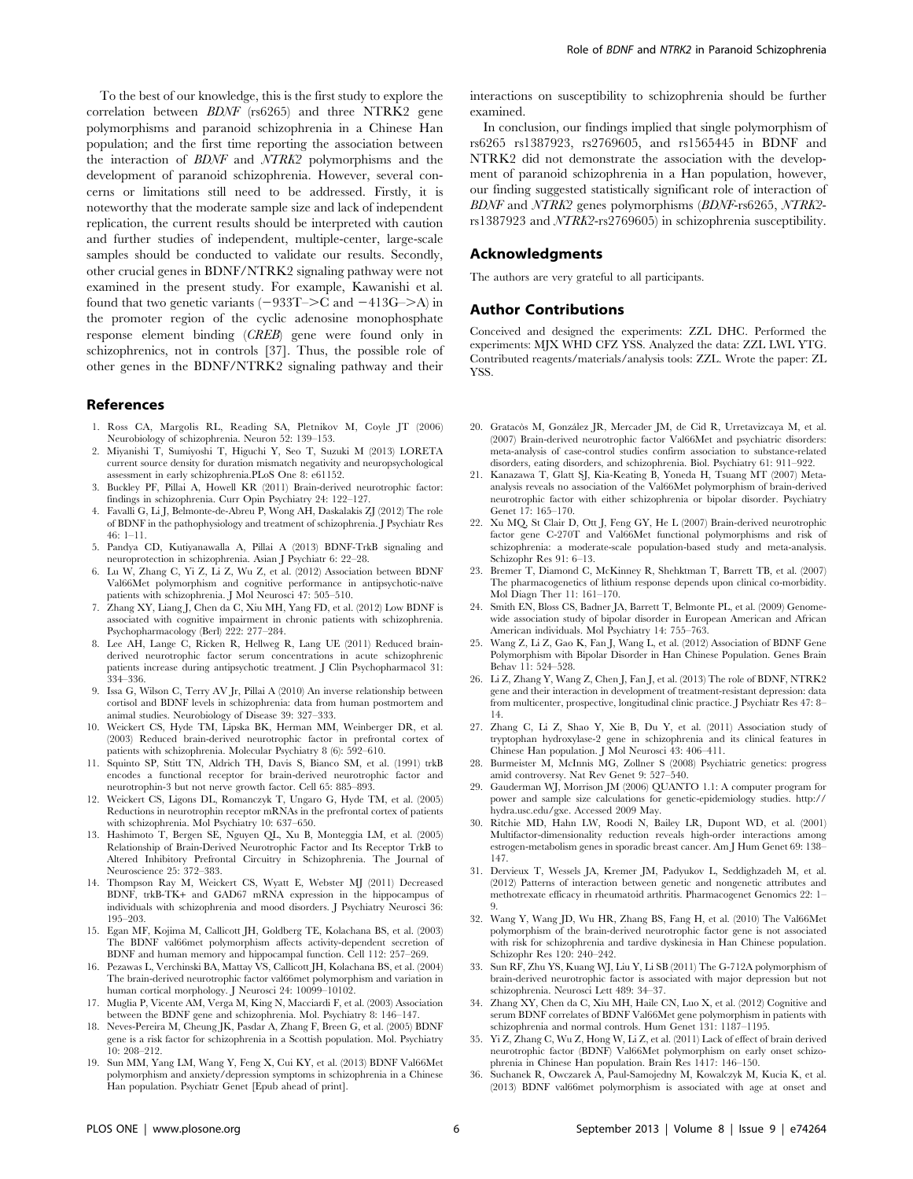To the best of our knowledge, this is the first study to explore the correlation between *BDNF* (rs6265) and three NTRK2 gene polymorphisms and paranoid schizophrenia in a Chinese Han population; and the first time reporting the association between the interaction of *BDNF* and *NTRK2* polymorphisms and the development of paranoid schizophrenia. However, several concerns or limitations still need to be addressed. Firstly, it is noteworthy that the moderate sample size and lack of independent replication, the current results should be interpreted with caution and further studies of independent, multiple-center, large-scale samples should be conducted to validate our results. Secondly, other crucial genes in BDNF/NTRK2 signaling pathway were not examined in the present study. For example, Kawanishi et al. found that two genetic variants (−933T−>C and −413G−>A) in the promoter region of the cyclic adenosine monophosphate response element binding (*CREB*) gene were found only in schizophrenics, not in controls [37]. Thus, the possible role of other genes in the BDNF/NTRK2 signaling pathway and their interactions on susceptibility to schizophrenia should be further examined.

In conclusion, our findings implied that single polymorphism of rs6265 rs1387923, rs2769605, and rs1565445 in BDNF and NTRK2 did not demonstrate the association with the development of paranoid schizophrenia in a Han population, however, our finding suggested statistically significant role of interaction of *BDNF* and *NTRK2* genes polymorphisms (*BDNF*-rs6265, *NTRK2*-rs1387923 and *NTRK2*-rs2769605) in schizophrenia susceptibility.

## Acknowledgments

The authors are very grateful to all participants.

## Author Contributions

Conceived and designed the experiments: ZZL DHC. Performed the experiments: MJX WHD CFZ YSS. Analyzed the data: ZZL LWL YTG. Contributed reagents/materials/analysis tools: ZZL. Wrote the paper: ZL YSS.

## References

1. Ross CA, Margolis RL, Reading SA, Pletnikov M, Coyle JT (2006) Neurobiology of schizophrenia. Neuron 52: 139–153.
2. Miyanishi T, Sumiyoshi T, Higuchi Y, Seo T, Suzuki M (2013) LORETA current source density for duration mismatch negativity and neuropsychological assessment in early schizophrenia.PLoS One 8: e61152.
3. Buckley PF, Pillai A, Howell KR (2011) Brain-derived neurotrophic factor: findings in schizophrenia. Curr Opin Psychiatry 24: 122–127.
4. Favalli G, Li J, Belmonte-de-Abreu P, Wong AH, Daskalakis ZJ (2012) The role of BDNF in the pathophysiology and treatment of schizophrenia. J Psychiatr Res 46: 1–11.
5. Pandya CD, Kutiyanawalla A, Pillai A (2013) BDNF-TrkB signaling and neuroprotection in schizophrenia. Asian J Psychiatr 6: 22–28.
6. Lu W, Zhang C, Yi Z, Li Z, Wu Z, et al. (2012) Association between BDNF Val66Met polymorphism and cognitive performance in antipsychotic-naïve patients with schizophrenia. J Mol Neurosci 47: 505–510.
7. Zhang XY, Liang J, Chen da C, Xiu MH, Yang FD, et al. (2012) Low BDNF is associated with cognitive impairment in chronic patients with schizophrenia. Psychopharmacology (Berl) 222: 277–284.
8. Lee AH, Lange C, Ricken R, Hellweg R, Lang UE (2011) Reduced brain-derived neurotrophic factor serum concentrations in acute schizophrenic patients increase during antipsychotic treatment. J Clin Psychopharmacol 31: 334–336.
9. Issa G, Wilson C, Terry AV Jr, Pillai A (2010) An inverse relationship between cortisol and BDNF levels in schizophrenia: data from human postmortem and animal studies. Neurobiology of Disease 39: 327–333.
10. Weickert CS, Hyde TM, Lipska BK, Herman MM, Weinberger DR, et al. (2003) Reduced brain-derived neurotrophic factor in prefrontal cortex of patients with schizophrenia. Molecular Psychiatry 8 (6): 592–610.
11. Squinto SP, Stitt TN, Aldrich TH, Davis S, Bianco SM, et al. (1991) trkB encodes a functional receptor for brain-derived neurotrophic factor and neurotrophin-3 but not nerve growth factor. Cell 65: 885–893.
12. Weickert CS, Ligons DL, Romanczyk T, Ungaro G, Hyde TM, et al. (2005) Reductions in neurotrophin receptor mRNAs in the prefrontal cortex of patients with schizophrenia. Mol Psychiatry 10: 637–650.
13. Hashimoto T, Bergen SE, Nguyen QL, Xu B, Monteggia LM, et al. (2005) Relationship of Brain-Derived Neurotrophic Factor and Its Receptor TrkB to Altered Inhibitory Prefrontal Circuitry in Schizophrenia. The Journal of Neuroscience 25: 372–383.
14. Thompson Ray M, Weickert CS, Wyatt E, Webster MJ (2011) Decreased BDNF, trkB-TK+ and GAD67 mRNA expression in the hippocampus of individuals with schizophrenia and mood disorders. J Psychiatry Neurosci 36: 195–203.
15. Egan MF, Kojima M, Callicott JH, Goldberg TE, Kolachana BS, et al. (2003) The BDNF val66met polymorphism affects activity-dependent secretion of BDNF and human memory and hippocampal function. Cell 112: 257–269.
16. Pezawas L, Verchinski BA, Mattay VS, Callicott JH, Kolachana BS, et al. (2004) The brain-derived neurotrophic factor val66met polymorphism and variation in human cortical morphology. J Neurosci 24: 10099–10102.
17. Muglia P, Vicente AM, Verga M, King N, Macciardi F, et al. (2003) Association between the BDNF gene and schizophrenia. Mol. Psychiatry 8: 146–147.
18. Neves-Pereira M, Cheung JK, Pasdar A, Zhang F, Breen G, et al. (2005) BDNF gene is a risk factor for schizophrenia in a Scottish population. Mol. Psychiatry 10: 208–212.
19. Sun MM, Yang LM, Wang Y, Feng X, Cui KY, et al. (2013) BDNF Val66Met polymorphism and anxiety/depression symptoms in schizophrenia in a Chinese Han population. Psychiatr Genet [Epub ahead of print].
20. Gratacòs M, González JR, Mercader JM, de Cid R, Urretavizcaya M, et al. (2007) Brain-derived neurotrophic factor Val66Met and psychiatric disorders: meta-analysis of case-control studies confirm association to substance-related disorders, eating disorders, and schizophrenia. Biol. Psychiatry 61: 911–922.
21. Kanazawa T, Glatt SJ, Kia-Keating B, Yoneda H, Tsuang MT (2007) Meta-analysis reveals no association of the Val66Met polymorphism of brain-derived neurotrophic factor with either schizophrenia or bipolar disorder. Psychiatry Genet 17: 165–170.
22. Xu MQ, St Clair D, Ott J, Feng GY, He L (2007) Brain-derived neurotrophic factor gene C-270T and Val66Met functional polymorphisms and risk of schizophrenia: a moderate-scale population-based study and meta-analysis. Schizophr Res 91: 6–13.
23. Bremer T, Diamond C, McKinney R, Shehktman T, Barrett TB, et al. (2007) The pharmacogenetics of lithium response depends upon clinical co-morbidity. Mol Diagn Ther 11: 161–170.
24. Smith EN, Bloss CS, Badner JA, Barrett T, Belmonte PL, et al. (2009) Genome-wide association study of bipolar disorder in European American and African American individuals. Mol Psychiatry 14: 755–763.
25. Wang Z, Li Z, Gao K, Fan J, Wang L, et al. (2012) Association of BDNF Gene Polymorphism with Bipolar Disorder in Han Chinese Population. Genes Brain Behav 11: 524–528.
26. Li Z, Zhang Y, Wang Z, Chen J, Fan J, et al. (2013) The role of BDNF, NTRK2 gene and their interaction in development of treatment-resistant depression: data from multicenter, prospective, longitudinal clinic practice. J Psychiatr Res 47: 8–14.
27. Zhang C, Li Z, Shao Y, Xie B, Du Y, et al. (2011) Association study of tryptophan hydroxylase-2 gene in schizophrenia and its clinical features in Chinese Han population. J Mol Neurosci 43: 406–411.
28. Burmeister M, McInnis MG, Zollner S (2008) Psychiatric genetics: progress amid controversy. Nat Rev Genet 9: 527–540.
29. Gauderman WJ, Morrison JM (2006) QUANTO 1.1: A computer program for power and sample size calculations for genetic-epidemiology studies. http://hydra.usc.edu/gxe. Accessed 2009 May.
30. Ritchie MD, Hahn LW, Roodi N, Bailey LR, Dupont WD, et al. (2001) Multifactor-dimensionality reduction reveals high-order interactions among estrogen-metabolism genes in sporadic breast cancer. Am J Hum Genet 69: 138–147.
31. Dervieux T, Wessels JA, Kremer JM, Padyukov L, Seddighzadeh M, et al. (2012) Patterns of interaction between genetic and nongenetic attributes and methotrexate efficacy in rheumatoid arthritis. Pharmacogenet Genomics 22: 1–9.
32. Wang Y, Wang JD, Wu HR, Zhang BS, Fang H, et al. (2010) The Val66Met polymorphism of the brain-derived neurotrophic factor gene is not associated with risk for schizophrenia and tardive dyskinesia in Han Chinese population. Schizophr Res 120: 240–242.
33. Sun RF, Zhu YS, Kuang WJ, Liu Y, Li SB (2011) The G-712A polymorphism of brain-derived neurotrophic factor is associated with major depression but not schizophrenia. Neurosci Lett 489: 34–37.
34. Zhang XY, Chen da C, Xiu MH, Haile CN, Luo X, et al. (2012) Cognitive and serum BDNF correlates of BDNF Val66Met gene polymorphism in patients with schizophrenia and normal controls. Hum Genet 131: 1187–1195.
35. Yi Z, Zhang C, Wu Z, Hong W, Li Z, et al. (2011) Lack of effect of brain derived neurotrophic factor (BDNF) Val66Met polymorphism on early onset schizophrenia in Chinese Han population. Brain Res 1417: 146–150.
36. Suchanek R, Owczarek A, Paul-Samojedny M, Kowalczyk M, Kucia K, et al. (2013) BDNF val66met polymorphism is associated with age at onset and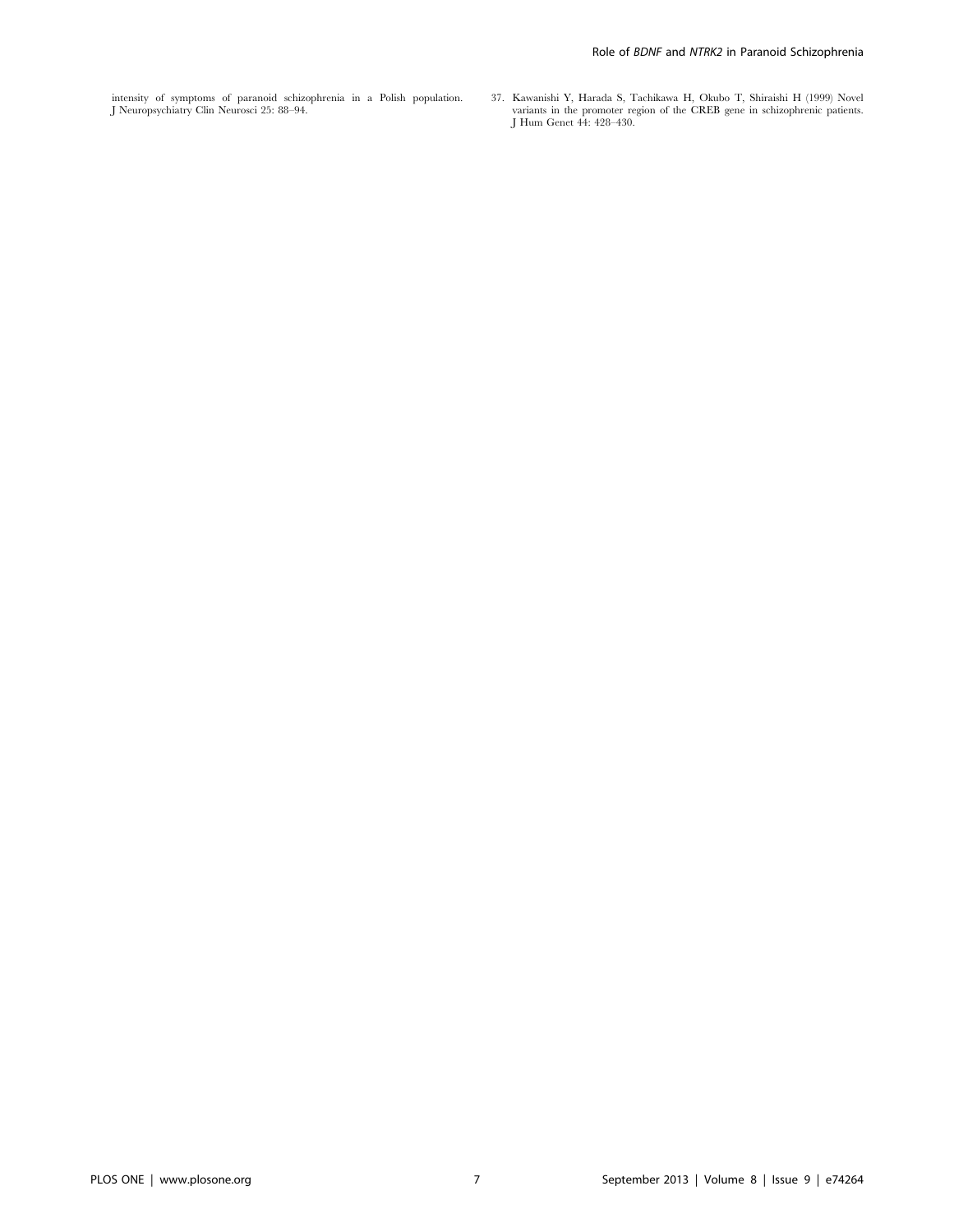intensity of symptoms of paranoid schizophrenia in a Polish population. J Neuropsychiatry Clin Neurosci 25: 88–94.

37. Kawanishi Y, Harada S, Tachikawa H, Okubo T, Shiraishi H (1999) Novel variants in the promoter region of the CREB gene in schizophrenic patients. J Hum Genet 44: 428–430.